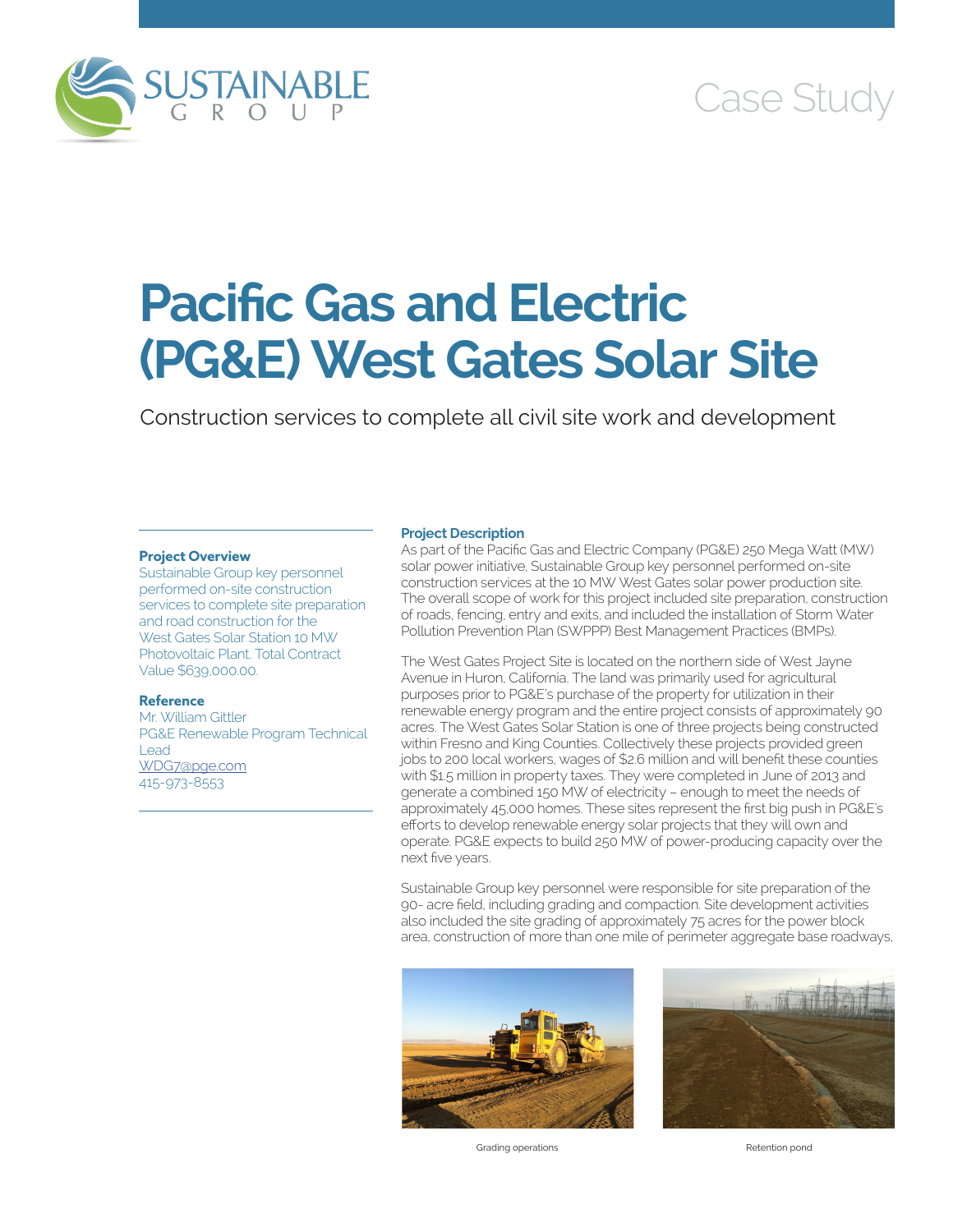SUSTAINABLE GROUP

Case Study

# Pacific Gas and Electric (PG&E) West Gates Solar Site

Construction services to complete all civil site work and development

### Project Overview

Sustainable Group key personnel performed on-site construction services to complete site preparation and road construction for the West Gates Solar Station 10 MW Photovoltaic Plant. Total Contract Value $639,000.00.

### Reference

Mr. William Gittler
PG&E Renewable Program Technical Lead
WDG7@pge.com
415-973-8553

### Project Description

As part of the Pacific Gas and Electric Company (PG&E) 250 Mega Watt (MW) solar power initiative, Sustainable Group key personnel performed on-site construction services at the 10 MW West Gates solar power production site. The overall scope of work for this project included site preparation, construction of roads, fencing, entry and exits, and included the installation of Storm Water Pollution Prevention Plan (SWPPP) Best Management Practices (BMPs).

The West Gates Project Site is located on the northern side of West Jayne Avenue in Huron, California. The land was primarily used for agricultural purposes prior to PG&E's purchase of the property for utilization in their renewable energy program and the entire project consists of approximately 90 acres. The West Gates Solar Station is one of three projects being constructed within Fresno and King Counties. Collectively these projects provided green jobs to 200 local workers, wages of $2.6 million and will benefit these counties with $1.5 million in property taxes. They were completed in June of 2013 and generate a combined 150 MW of electricity – enough to meet the needs of approximately 45,000 homes. These sites represent the first big push in PG&E's efforts to develop renewable energy solar projects that they will own and operate. PG&E expects to build 250 MW of power-producing capacity over the next five years.

Sustainable Group key personnel were responsible for site preparation of the 90- acre field, including grading and compaction. Site development activities also included the site grading of approximately 75 acres for the power block area, construction of more than one mile of perimeter aggregate base roadways,

Grading operations

Retention pond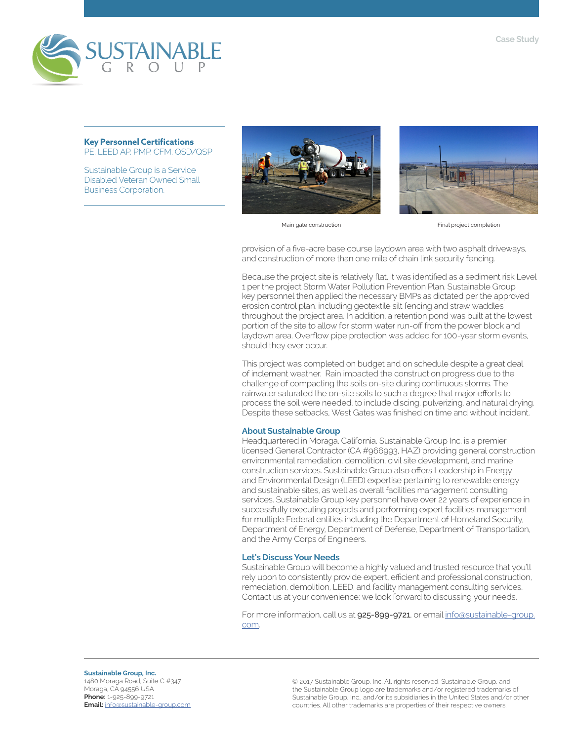**Key Personnel Certifications**
PE, LEED AP, PMP, CFM, QSD/QSP

Sustainable Group is a Service Disabled Veteran Owned Small Business Corporation.

Main gate construction

Final project completion

provision of a five-acre base course laydown area with two asphalt driveways, and construction of more than one mile of chain link security fencing.

Because the project site is relatively flat, it was identified as a sediment risk Level 1 per the project Storm Water Pollution Prevention Plan. Sustainable Group key personnel then applied the necessary BMPs as dictated per the approved erosion control plan, including geotextile silt fencing and straw waddles throughout the project area. In addition, a retention pond was built at the lowest portion of the site to allow for storm water run-off from the power block and laydown area. Overflow pipe protection was added for 100-year storm events, should they ever occur.

This project was completed on budget and on schedule despite a great deal of inclement weather. Rain impacted the construction progress due to the challenge of compacting the soils on-site during continuous storms. The rainwater saturated the on-site soils to such a degree that major efforts to process the soil were needed, to include discing, pulverizing, and natural drying. Despite these setbacks, West Gates was finished on time and without incident.

### About Sustainable Group

Headquartered in Moraga, California, Sustainable Group Inc. is a premier licensed General Contractor (CA #966993, HAZ) providing general construction environmental remediation, demolition, civil site development, and marine construction services. Sustainable Group also offers Leadership in Energy and Environmental Design (LEED) expertise pertaining to renewable energy and sustainable sites, as well as overall facilities management consulting services. Sustainable Group key personnel have over 22 years of experience in successfully executing projects and performing expert facilities management for multiple Federal entities including the Department of Homeland Security, Department of Energy, Department of Defense, Department of Transportation, and the Army Corps of Engineers.

### Let's Discuss Your Needs

Sustainable Group will become a highly valued and trusted resource that you'll rely upon to consistently provide expert, efficient and professional construction, remediation, demolition, LEED, and facility management consulting services. Contact us at your convenience; we look forward to discussing your needs.

For more information, call us at **925-899-9721**, or email info@sustainable-group.com.

**Sustainable Group, Inc.**
1480 Moraga Road, Suite C #347
Moraga, CA 94556 USA
**Phone:** 1-925-899-9721
**Email:** info@sustainable-group.com

© 2017 Sustainable Group, Inc. All rights reserved. Sustainable Group, and the Sustainable Group logo are trademarks and/or registered trademarks of Sustainable Group, Inc., and/or its subsidiaries in the United States and/or other countries. All other trademarks are properties of their respective owners.